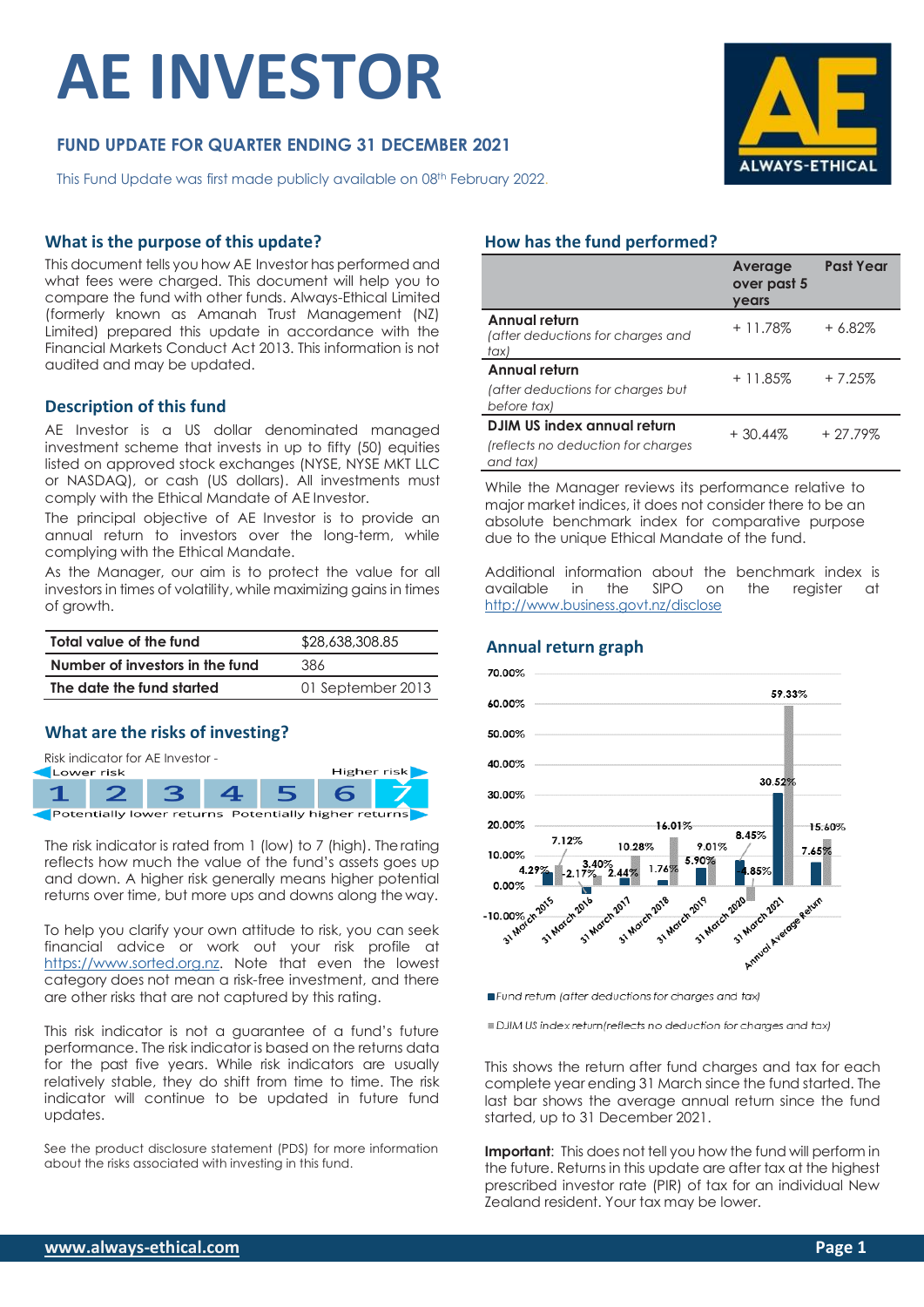// Unable to provide a summary of reasoning for this response. Please rely on the final output.

# AE INVESTOR

## FUND UPDATE FOR QUARTER ENDING 31 DECEMBER 2021

This Fund Update was first made publicly available on 08th February 2022.

## What is the purpose of this update?

This document tells you how AE Investor has performed and what fees were charged. This document will help you to compare the fund with other funds. Always-Ethical Limited (formerly known as Amanah Trust Management (NZ) Limited) prepared this update in accordance with the Financial Markets Conduct Act 2013. This information is not audited and may be updated.

## Description of this fund

AE Investor is a US dollar denominated managed investment scheme that invests in up to fifty (50) equities listed on approved stock exchanges (NYSE, NYSE MKT LLC or NASDAQ), or cash (US dollars). All investments must comply with the Ethical Mandate of AE Investor.

The principal objective of AE Investor is to provide an annual return to investors over the long-term, while complying with the Ethical Mandate.

As the Manager, our aim is to protect the value for all investors in times of volatility, while maximizing gains in times of growth.

| | |
|---|---|
| **Total value of the fund** | $28,638,308.85 |
| **Number of investors in the fund** | 386 |
| **The date the fund started** | 01 September 2013 |

## What are the risks of investing?

Risk indicator for AE Investor -

| Lower risk | | | | | | Higher risk |
|---|---|---|---|---|---|---|
| 1 | 2 | 3 | 4 | 5 | 6 | **7** |
| Potentially lower returns | | | | | | Potentially higher returns |

The risk indicator is rated from 1 (low) to 7 (high). The rating reflects how much the value of the fund's assets goes up and down. A higher risk generally means higher potential returns over time, but more ups and downs along the way.

To help you clarify your own attitude to risk, you can seek financial advice or work out your risk profile at https://www.sorted.org.nz. Note that even the lowest category does not mean a risk-free investment, and there are other risks that are not captured by this rating.

This risk indicator is not a guarantee of a fund's future performance. The risk indicator is based on the returns data for the past five years. While risk indicators are usually relatively stable, they do shift from time to time. The risk indicator will continue to be updated in future fund updates.

See the product disclosure statement (PDS) for more information about the risks associated with investing in this fund.

## How has the fund performed?

| | Average over past 5 years | Past Year |
|---|---|---|
| **Annual return** *(after deductions for charges and tax)* | + 11.78% | + 6.82% |
| **Annual return** *(after deductions for charges but before tax)* | + 11.85% | + 7.25% |
| **DJIM US index annual return** *(reflects no deduction for charges and tax)* | + 30.44% | + 27.79% |

While the Manager reviews its performance relative to major market indices, it does not consider there to be an absolute benchmark index for comparative purpose due to the unique Ethical Mandate of the fund.

Additional information about the benchmark index is available in the SIPO on the register at http://www.business.govt.nz/disclose

## Annual return graph

| | Fund return (after deductions for charges and tax) | DJIM US index return (reflects no deduction for charges and tax) |
|---|---|---|
| 31 March 2015 | 4.29% | 7.12% |
| 31 March 2016 | -2.17% | 3.40% |
| 31 March 2017 | 2.44% | 10.28% |
| 31 March 2018 | 1.76% | 16.01% |
| 31 March 2019 | 5.90% | 9.01% |
| 31 March 2020 | 8.45% | -4.85% |
| 31 March 2021 | 30.52% | 59.33% |
| Annual Average Return | 7.65% | 15.60% |

This shows the return after fund charges and tax for each complete year ending 31 March since the fund started. The last bar shows the average annual return since the fund started, up to 31 December 2021.

**Important**: This does not tell you how the fund will perform in the future. Returns in this update are after tax at the highest prescribed investor rate (PIR) of tax for an individual New Zealand resident. Your tax may be lower.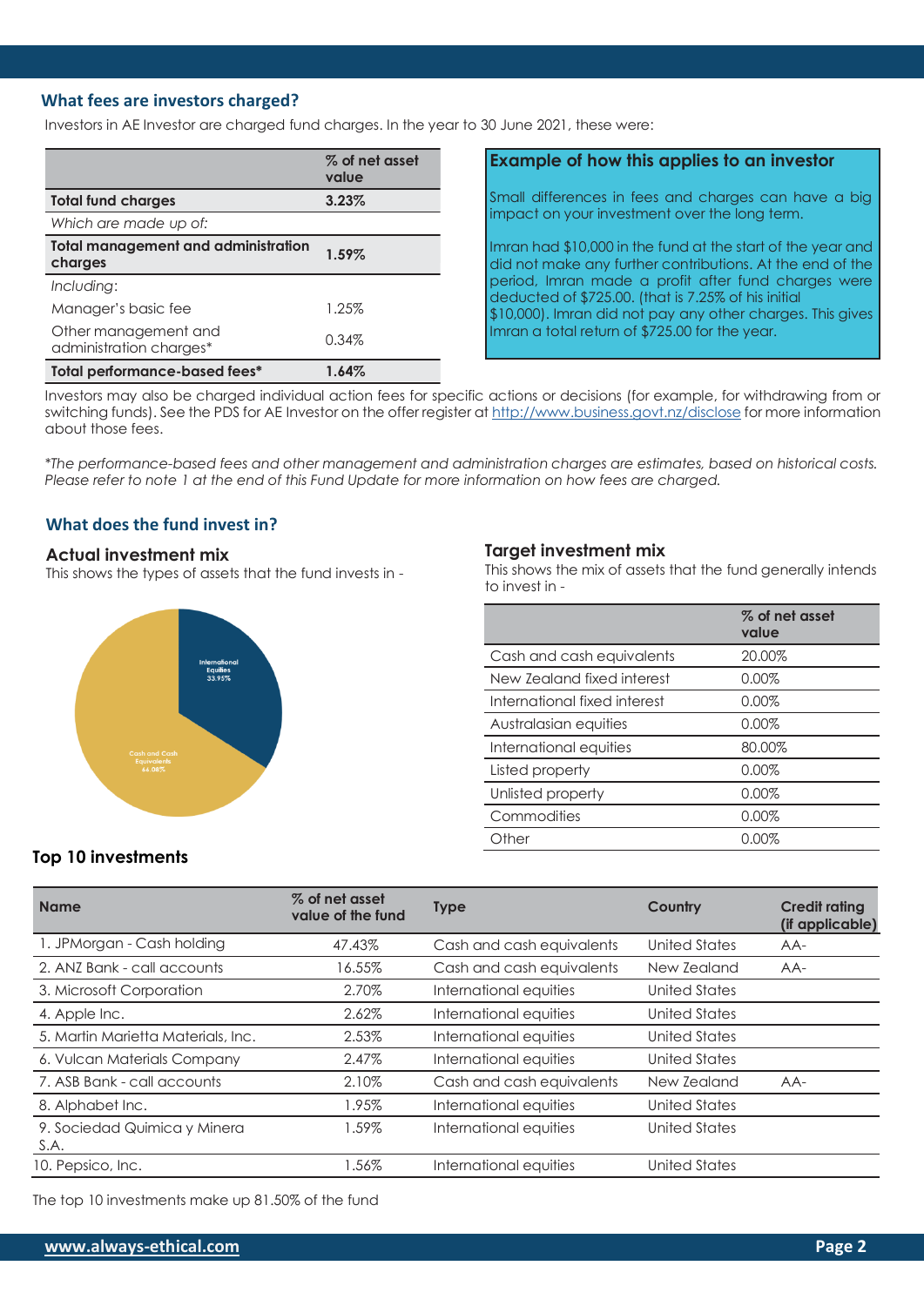## What fees are investors charged?

Investors in AE Investor are charged fund charges. In the year to 30 June 2021, these were:

| | % of net asset value |
|---|---|
| **Total fund charges** | **3.23%** |
| *Which are made up of:* | |
| **Total management and administration charges** | **1.59%** |
| *Including:* | |
| Manager's basic fee | 1.25% |
| Other management and administration charges* | 0.34% |
| **Total performance-based fees*** | **1.64%** |

### Example of how this applies to an investor

Small differences in fees and charges can have a big impact on your investment over the long term.

Imran had $10,000 in the fund at the start of the year and did not make any further contributions. At the end of the period, Imran made a profit after fund charges were deducted of $725.00. (that is 7.25% of his initial $10,000). Imran did not pay any other charges. This gives Imran a total return of $725.00 for the year.

Investors may also be charged individual action fees for specific actions or decisions (for example, for withdrawing from or switching funds). See the PDS for AE Investor on the offer register at http://www.business.govt.nz/disclose for more information about those fees.

*\*The performance-based fees and other management and administration charges are estimates, based on historical costs. Please refer to note 1 at the end of this Fund Update for more information on how fees are charged.*

## What does the fund invest in?

### Actual investment mix

This shows the types of assets that the fund invests in -

International Equities 33.95%

Cash and Cash Equivalents 66.08%

### Target investment mix

This shows the mix of assets that the fund generally intends to invest in -

| | % of net asset value |
|---|---|
| Cash and cash equivalents | 20.00% |
| New Zealand fixed interest | 0.00% |
| International fixed interest | 0.00% |
| Australasian equities | 0.00% |
| International equities | 80.00% |
| Listed property | 0.00% |
| Unlisted property | 0.00% |
| Commodities | 0.00% |
| Other | 0.00% |

### Top 10 investments

| Name | % of net asset value of the fund | Type | Country | Credit rating (if applicable) |
|---|---|---|---|---|
| 1. JPMorgan - Cash holding | 47.43% | Cash and cash equivalents | United States | AA- |
| 2. ANZ Bank - call accounts | 16.55% | Cash and cash equivalents | New Zealand | AA- |
| 3. Microsoft Corporation | 2.70% | International equities | United States | |
| 4. Apple Inc. | 2.62% | International equities | United States | |
| 5. Martin Marietta Materials, Inc. | 2.53% | International equities | United States | |
| 6. Vulcan Materials Company | 2.47% | International equities | United States | |
| 7. ASB Bank - call accounts | 2.10% | Cash and cash equivalents | New Zealand | AA- |
| 8. Alphabet Inc. | 1.95% | International equities | United States | |
| 9. Sociedad Quimica y Minera S.A. | 1.59% | International equities | United States | |
| 10. Pepsico, Inc. | 1.56% | International equities | United States | |

The top 10 investments make up 81.50% of the fund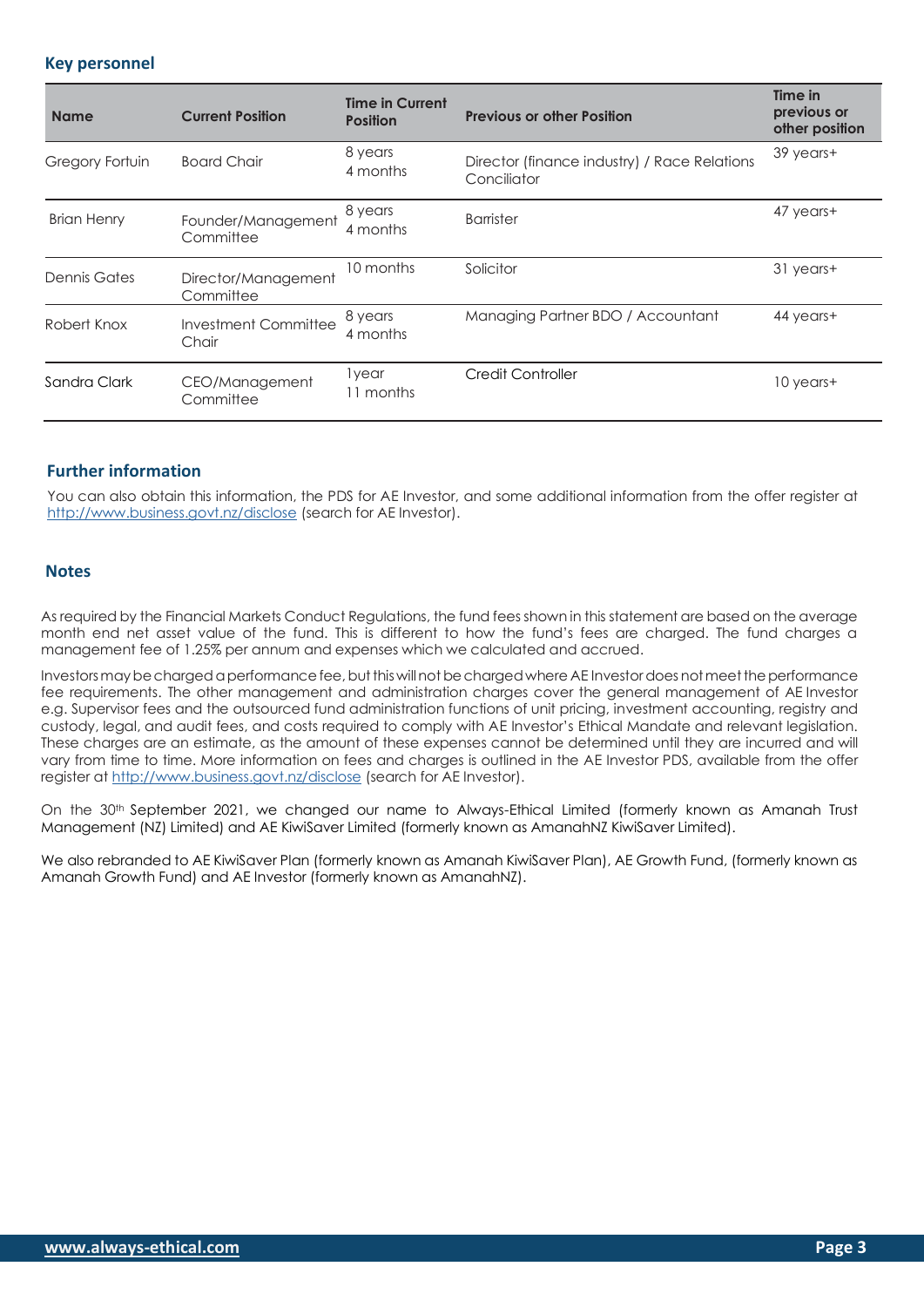## Key personnel

| Name | Current Position | Time in Current Position | Previous or other Position | Time in previous or other position |
|---|---|---|---|---|
| Gregory Fortuin | Board Chair | 8 years 4 months | Director (finance industry) / Race Relations Conciliator | 39 years+ |
| Brian Henry | Founder/Management Committee | 8 years 4 months | Barrister | 47 years+ |
| Dennis Gates | Director/Management Committee | 10 months | Solicitor | 31 years+ |
| Robert Knox | Investment Committee Chair | 8 years 4 months | Managing Partner BDO / Accountant | 44 years+ |
| Sandra Clark | CEO/Management Committee | 1year 11 months | Credit Controller | 10 years+ |

## Further information

You can also obtain this information, the PDS for AE Investor, and some additional information from the offer register at http://www.business.govt.nz/disclose (search for AE Investor).

## Notes

As required by the Financial Markets Conduct Regulations, the fund fees shown in this statement are based on the average month end net asset value of the fund. This is different to how the fund's fees are charged. The fund charges a management fee of 1.25% per annum and expenses which we calculated and accrued.

Investors may be charged a performance fee, but this will not be charged where AE Investor does not meet the performance fee requirements. The other management and administration charges cover the general management of AE Investor e.g. Supervisor fees and the outsourced fund administration functions of unit pricing, investment accounting, registry and custody, legal, and audit fees, and costs required to comply with AE Investor's Ethical Mandate and relevant legislation. These charges are an estimate, as the amount of these expenses cannot be determined until they are incurred and will vary from time to time. More information on fees and charges is outlined in the AE Investor PDS, available from the offer register at http://www.business.govt.nz/disclose (search for AE Investor).

On the 30th September 2021, we changed our name to Always-Ethical Limited (formerly known as Amanah Trust Management (NZ) Limited) and AE KiwiSaver Limited (formerly known as AmanahNZ KiwiSaver Limited).

We also rebranded to AE KiwiSaver Plan (formerly known as Amanah KiwiSaver Plan), AE Growth Fund, (formerly known as Amanah Growth Fund) and AE Investor (formerly known as AmanahNZ).